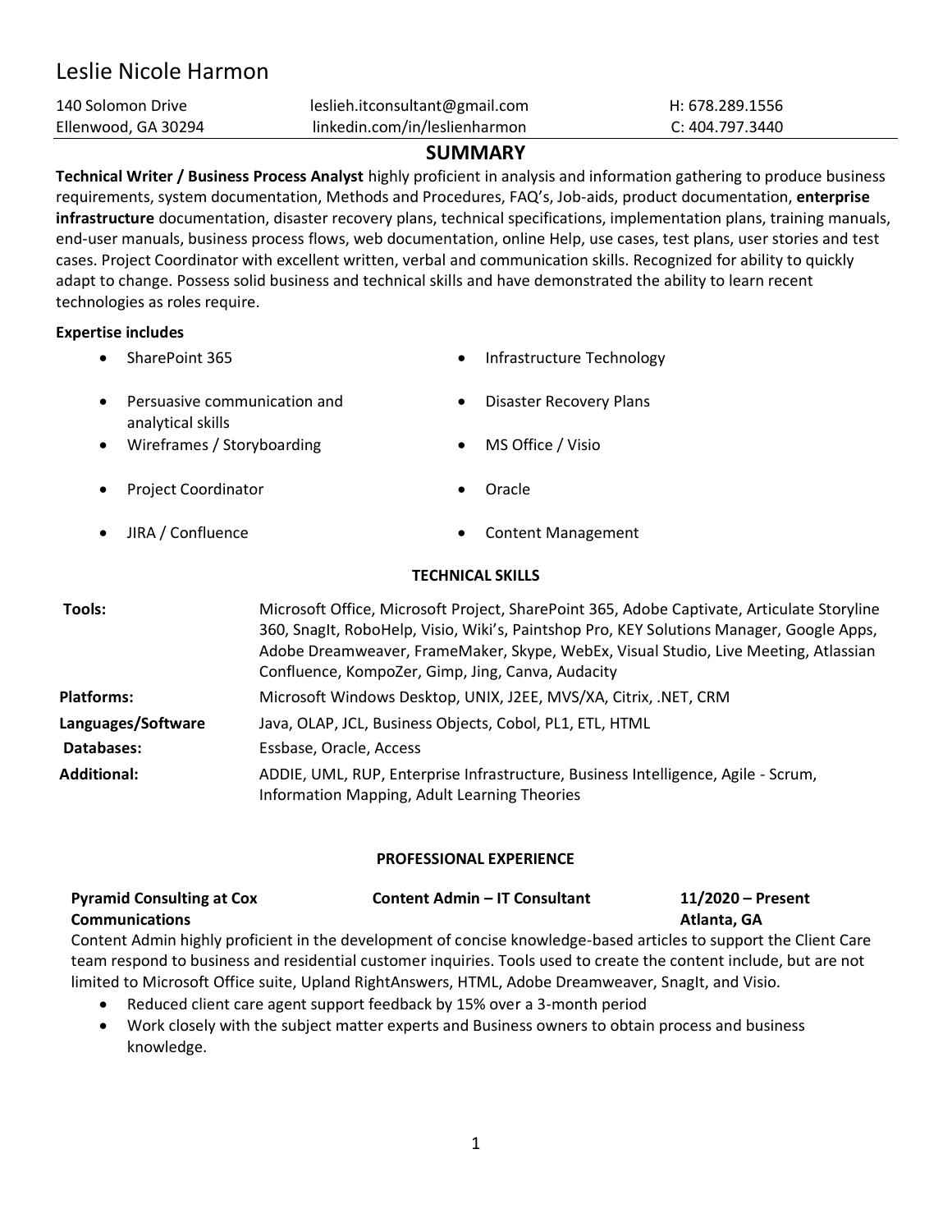# Leslie Nicole Harmon

| | | |
|---|---|---|
| 140 Solomon Drive | leslieh.itconsultant@gmail.com | H: 678.289.1556 |
| Ellenwood, GA 30294 | linkedin.com/in/leslienharmon | C: 404.797.3440 |

## SUMMARY

**Technical Writer / Business Process Analyst** highly proficient in analysis and information gathering to produce business requirements, system documentation, Methods and Procedures, FAQ's, Job-aids, product documentation, **enterprise infrastructure** documentation, disaster recovery plans, technical specifications, implementation plans, training manuals, end-user manuals, business process flows, web documentation, online Help, use cases, test plans, user stories and test cases. Project Coordinator with excellent written, verbal and communication skills. Recognized for ability to quickly adapt to change. Possess solid business and technical skills and have demonstrated the ability to learn recent technologies as roles require.

**Expertise includes**

- SharePoint 365
- Infrastructure Technology
- Persuasive communication and analytical skills
- Disaster Recovery Plans
- Wireframes / Storyboarding
- MS Office / Visio
- Project Coordinator
- Oracle
- JIRA / Confluence
- Content Management

## TECHNICAL SKILLS

| | |
|---|---|
| **Tools:** | Microsoft Office, Microsoft Project, SharePoint 365, Adobe Captivate, Articulate Storyline 360, SnagIt, RoboHelp, Visio, Wiki's, Paintshop Pro, KEY Solutions Manager, Google Apps, Adobe Dreamweaver, FrameMaker, Skype, WebEx, Visual Studio, Live Meeting, Atlassian Confluence, KompoZer, Gimp, Jing, Canva, Audacity |
| **Platforms:** | Microsoft Windows Desktop, UNIX, J2EE, MVS/XA, Citrix, .NET, CRM |
| **Languages/Software** | Java, OLAP, JCL, Business Objects, Cobol, PL1, ETL, HTML |
| **Databases:** | Essbase, Oracle, Access |
| **Additional:** | ADDIE, UML, RUP, Enterprise Infrastructure, Business Intelligence, Agile - Scrum, Information Mapping, Adult Learning Theories |

## PROFESSIONAL EXPERIENCE

**Pyramid Consulting at Cox Communications** | **Content Admin – IT Consultant** | **11/2020 – Present** | **Atlanta, GA**

Content Admin highly proficient in the development of concise knowledge-based articles to support the Client Care team respond to business and residential customer inquiries. Tools used to create the content include, but are not limited to Microsoft Office suite, Upland RightAnswers, HTML, Adobe Dreamweaver, SnagIt, and Visio.

- Reduced client care agent support feedback by 15% over a 3-month period
- Work closely with the subject matter experts and Business owners to obtain process and business knowledge.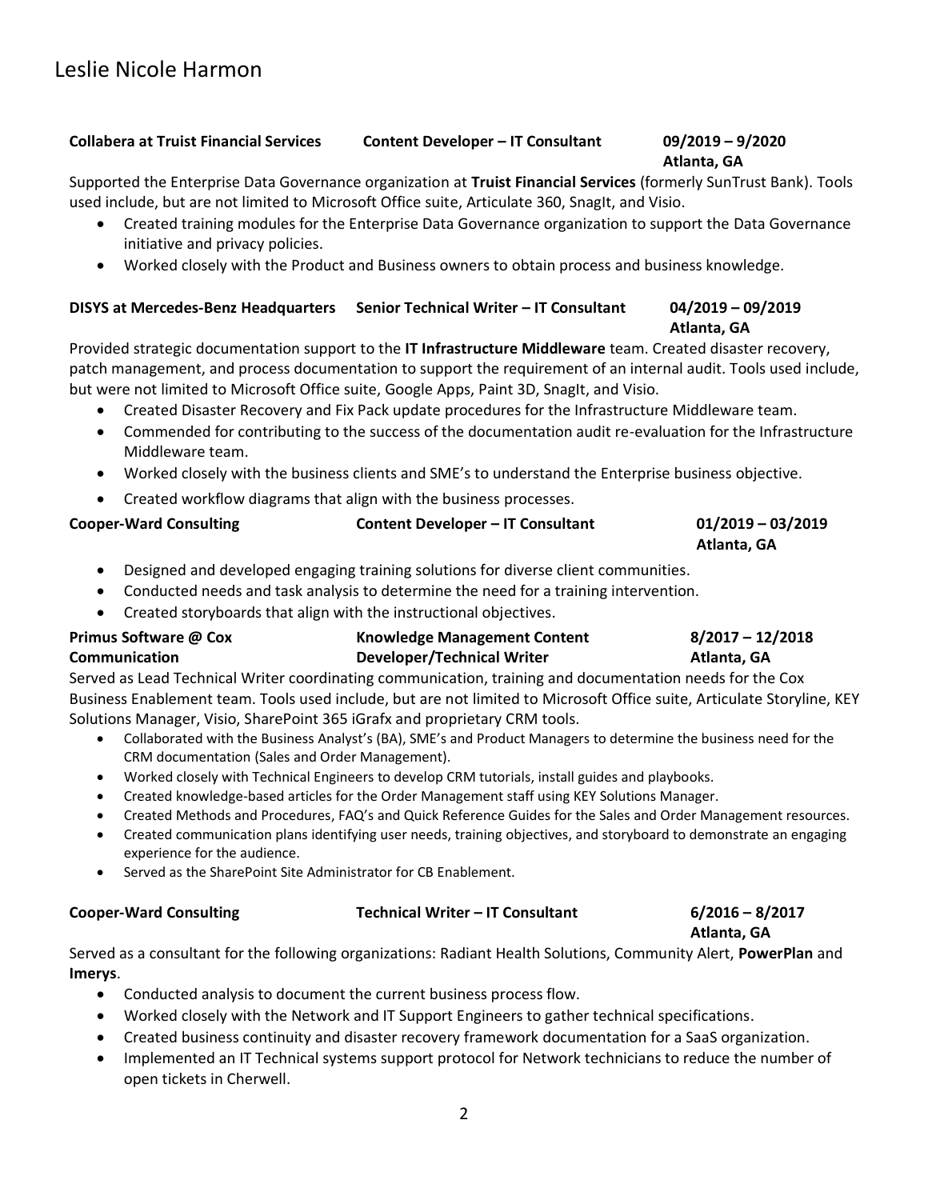# Leslie Nicole Harmon

**Collabera at Truist Financial Services** **Content Developer – IT Consultant** **09/2019 – 9/2020**
**Atlanta, GA**

Supported the Enterprise Data Governance organization at **Truist Financial Services** (formerly SunTrust Bank). Tools used include, but are not limited to Microsoft Office suite, Articulate 360, SnagIt, and Visio.

- Created training modules for the Enterprise Data Governance organization to support the Data Governance initiative and privacy policies.
- Worked closely with the Product and Business owners to obtain process and business knowledge.

**DISYS at Mercedes-Benz Headquarters** **Senior Technical Writer – IT Consultant** **04/2019 – 09/2019**
**Atlanta, GA**

Provided strategic documentation support to the **IT Infrastructure Middleware** team. Created disaster recovery, patch management, and process documentation to support the requirement of an internal audit. Tools used include, but were not limited to Microsoft Office suite, Google Apps, Paint 3D, SnagIt, and Visio.

- Created Disaster Recovery and Fix Pack update procedures for the Infrastructure Middleware team.
- Commended for contributing to the success of the documentation audit re-evaluation for the Infrastructure Middleware team.
- Worked closely with the business clients and SME's to understand the Enterprise business objective.
- Created workflow diagrams that align with the business processes.

**Cooper-Ward Consulting** **Content Developer – IT Consultant** **01/2019 – 03/2019**
**Atlanta, GA**

- Designed and developed engaging training solutions for diverse client communities.
- Conducted needs and task analysis to determine the need for a training intervention.
- Created storyboards that align with the instructional objectives.

**Primus Software @ Cox Communication** **Knowledge Management Content Developer/Technical Writer** **8/2017 – 12/2018**
**Atlanta, GA**

Served as Lead Technical Writer coordinating communication, training and documentation needs for the Cox Business Enablement team. Tools used include, but are not limited to Microsoft Office suite, Articulate Storyline, KEY Solutions Manager, Visio, SharePoint 365 iGrafx and proprietary CRM tools.

- Collaborated with the Business Analyst's (BA), SME's and Product Managers to determine the business need for the CRM documentation (Sales and Order Management).
- Worked closely with Technical Engineers to develop CRM tutorials, install guides and playbooks.
- Created knowledge-based articles for the Order Management staff using KEY Solutions Manager.
- Created Methods and Procedures, FAQ's and Quick Reference Guides for the Sales and Order Management resources.
- Created communication plans identifying user needs, training objectives, and storyboard to demonstrate an engaging experience for the audience.
- Served as the SharePoint Site Administrator for CB Enablement.

**Cooper-Ward Consulting** **Technical Writer – IT Consultant** **6/2016 – 8/2017**
**Atlanta, GA**

Served as a consultant for the following organizations: Radiant Health Solutions, Community Alert, **PowerPlan** and **Imerys**.

- Conducted analysis to document the current business process flow.
- Worked closely with the Network and IT Support Engineers to gather technical specifications.
- Created business continuity and disaster recovery framework documentation for a SaaS organization.
- Implemented an IT Technical systems support protocol for Network technicians to reduce the number of open tickets in Cherwell.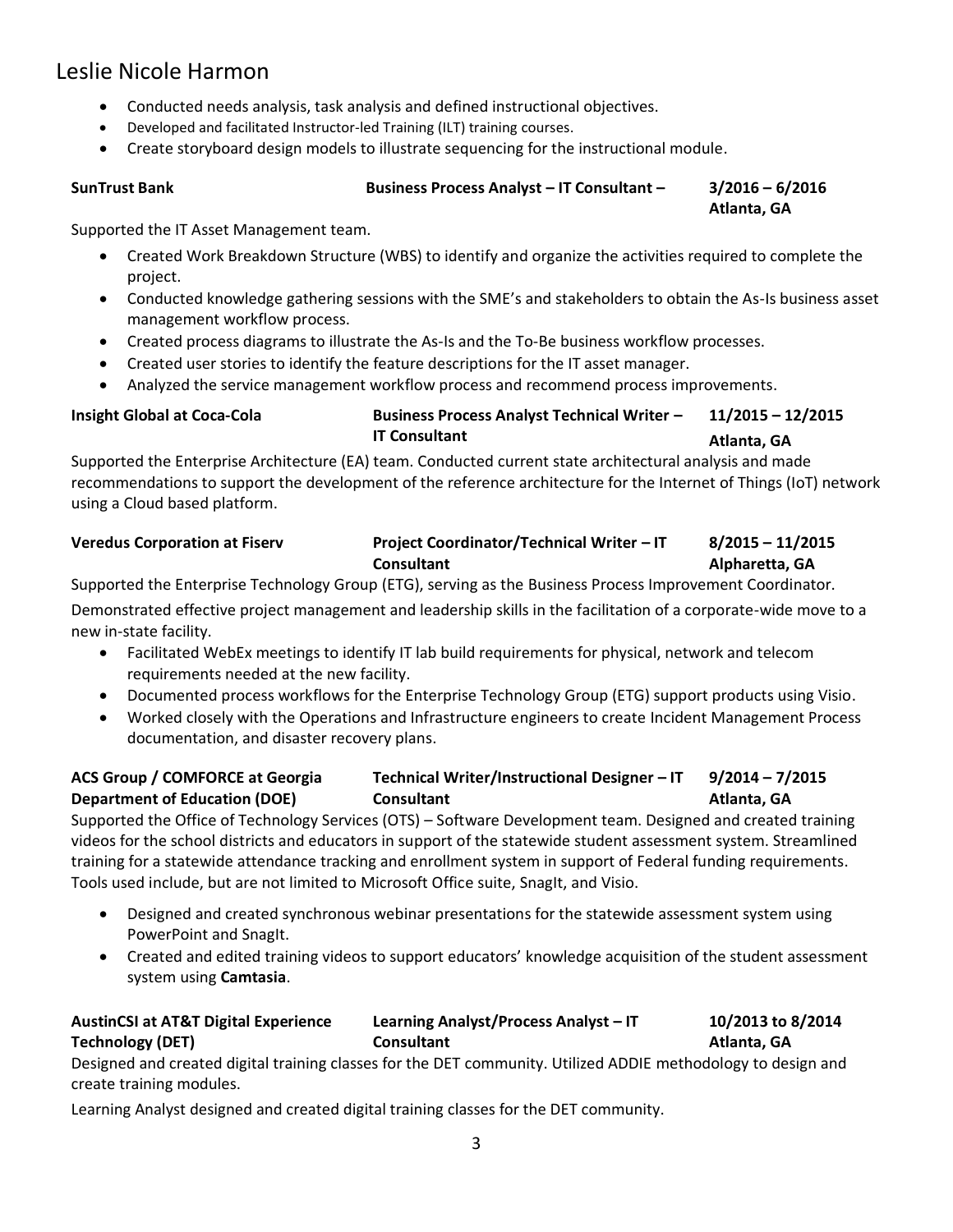- Conducted needs analysis, task analysis and defined instructional objectives.
- Developed and facilitated Instructor-led Training (ILT) training courses.
- Create storyboard design models to illustrate sequencing for the instructional module.

**SunTrust Bank** | **Business Process Analyst – IT Consultant –** | **3/2016 – 6/2016** | **Atlanta, GA**

Supported the IT Asset Management team.

- Created Work Breakdown Structure (WBS) to identify and organize the activities required to complete the project.
- Conducted knowledge gathering sessions with the SME's and stakeholders to obtain the As-Is business asset management workflow process.
- Created process diagrams to illustrate the As-Is and the To-Be business workflow processes.
- Created user stories to identify the feature descriptions for the IT asset manager.
- Analyzed the service management workflow process and recommend process improvements.

**Insight Global at Coca-Cola** | **Business Process Analyst Technical Writer – IT Consultant** | **11/2015 – 12/2015** | **Atlanta, GA**

Supported the Enterprise Architecture (EA) team. Conducted current state architectural analysis and made recommendations to support the development of the reference architecture for the Internet of Things (IoT) network using a Cloud based platform.

**Veredus Corporation at Fiserv** | **Project Coordinator/Technical Writer – IT Consultant** | **8/2015 – 11/2015** | **Alpharetta, GA**

Supported the Enterprise Technology Group (ETG), serving as the Business Process Improvement Coordinator.

Demonstrated effective project management and leadership skills in the facilitation of a corporate-wide move to a new in-state facility.

- Facilitated WebEx meetings to identify IT lab build requirements for physical, network and telecom requirements needed at the new facility.
- Documented process workflows for the Enterprise Technology Group (ETG) support products using Visio.
- Worked closely with the Operations and Infrastructure engineers to create Incident Management Process documentation, and disaster recovery plans.

**ACS Group / COMFORCE at Georgia Department of Education (DOE)** | **Technical Writer/Instructional Designer – IT Consultant** | **9/2014 – 7/2015** | **Atlanta, GA**

Supported the Office of Technology Services (OTS) – Software Development team. Designed and created training videos for the school districts and educators in support of the statewide student assessment system. Streamlined training for a statewide attendance tracking and enrollment system in support of Federal funding requirements. Tools used include, but are not limited to Microsoft Office suite, SnagIt, and Visio.

- Designed and created synchronous webinar presentations for the statewide assessment system using PowerPoint and SnagIt.
- Created and edited training videos to support educators' knowledge acquisition of the student assessment system using **Camtasia**.

**AustinCSI at AT&T Digital Experience Technology (DET)** | **Learning Analyst/Process Analyst – IT Consultant** | **10/2013 to 8/2014** | **Atlanta, GA**

Designed and created digital training classes for the DET community. Utilized ADDIE methodology to design and create training modules.

Learning Analyst designed and created digital training classes for the DET community.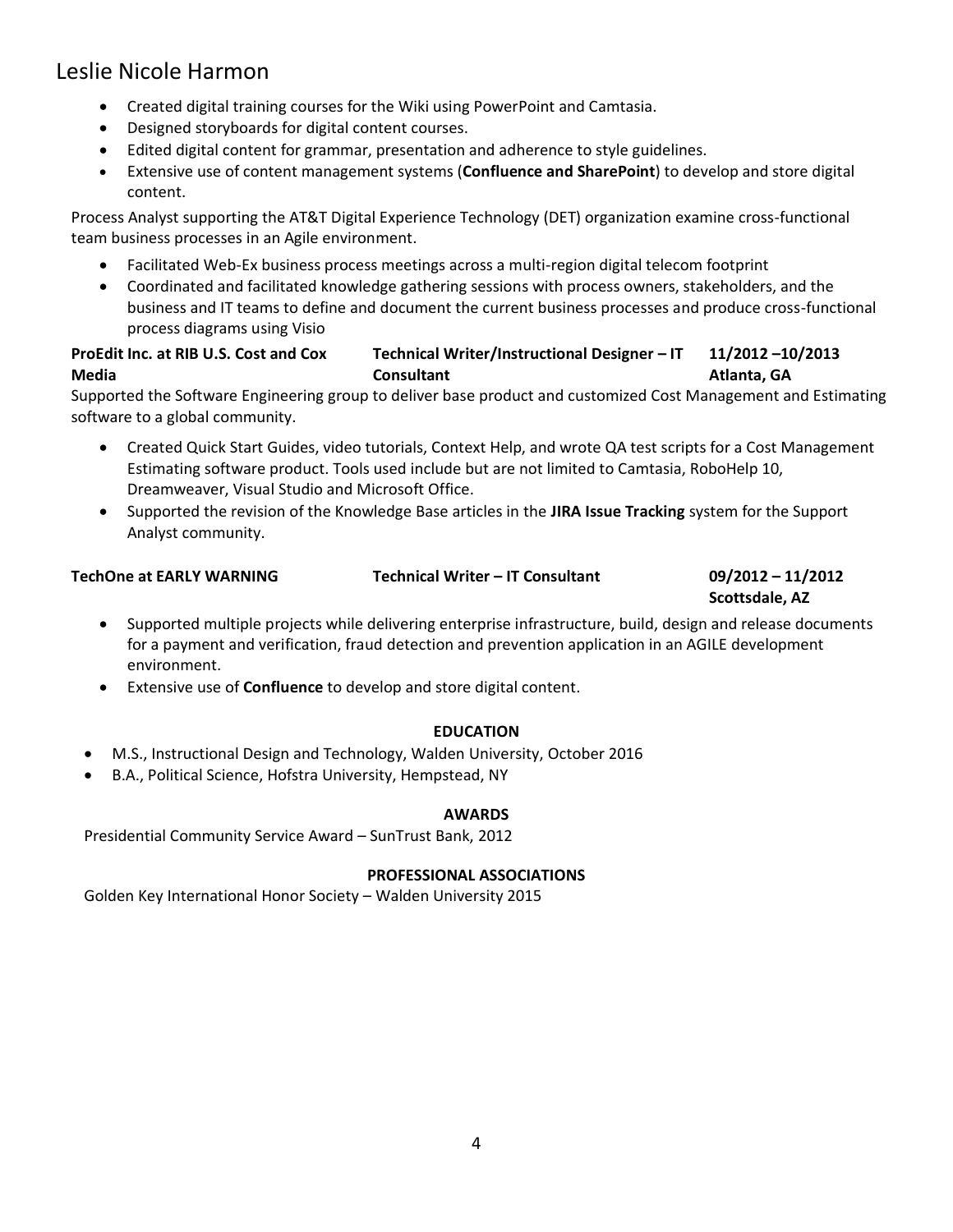Leslie Nicole Harmon

- Created digital training courses for the Wiki using PowerPoint and Camtasia.
- Designed storyboards for digital content courses.
- Edited digital content for grammar, presentation and adherence to style guidelines.
- Extensive use of content management systems (**Confluence and SharePoint**) to develop and store digital content.

Process Analyst supporting the AT&T Digital Experience Technology (DET) organization examine cross-functional team business processes in an Agile environment.

- Facilitated Web-Ex business process meetings across a multi-region digital telecom footprint
- Coordinated and facilitated knowledge gathering sessions with process owners, stakeholders, and the business and IT teams to define and document the current business processes and produce cross-functional process diagrams using Visio

**ProEdit Inc. at RIB U.S. Cost and Cox Media** | **Technical Writer/Instructional Designer – IT Consultant** | **11/2012 –10/2013** | **Atlanta, GA**

Supported the Software Engineering group to deliver base product and customized Cost Management and Estimating software to a global community.

- Created Quick Start Guides, video tutorials, Context Help, and wrote QA test scripts for a Cost Management Estimating software product. Tools used include but are not limited to Camtasia, RoboHelp 10, Dreamweaver, Visual Studio and Microsoft Office.
- Supported the revision of the Knowledge Base articles in the **JIRA Issue Tracking** system for the Support Analyst community.

**TechOne at EARLY WARNING** | **Technical Writer – IT Consultant** | **09/2012 – 11/2012** | **Scottsdale, AZ**

- Supported multiple projects while delivering enterprise infrastructure, build, design and release documents for a payment and verification, fraud detection and prevention application in an AGILE development environment.
- Extensive use of **Confluence** to develop and store digital content.

## EDUCATION

- M.S., Instructional Design and Technology, Walden University, October 2016
- B.A., Political Science, Hofstra University, Hempstead, NY

## AWARDS

Presidential Community Service Award – SunTrust Bank, 2012

## PROFESSIONAL ASSOCIATIONS

Golden Key International Honor Society – Walden University 2015